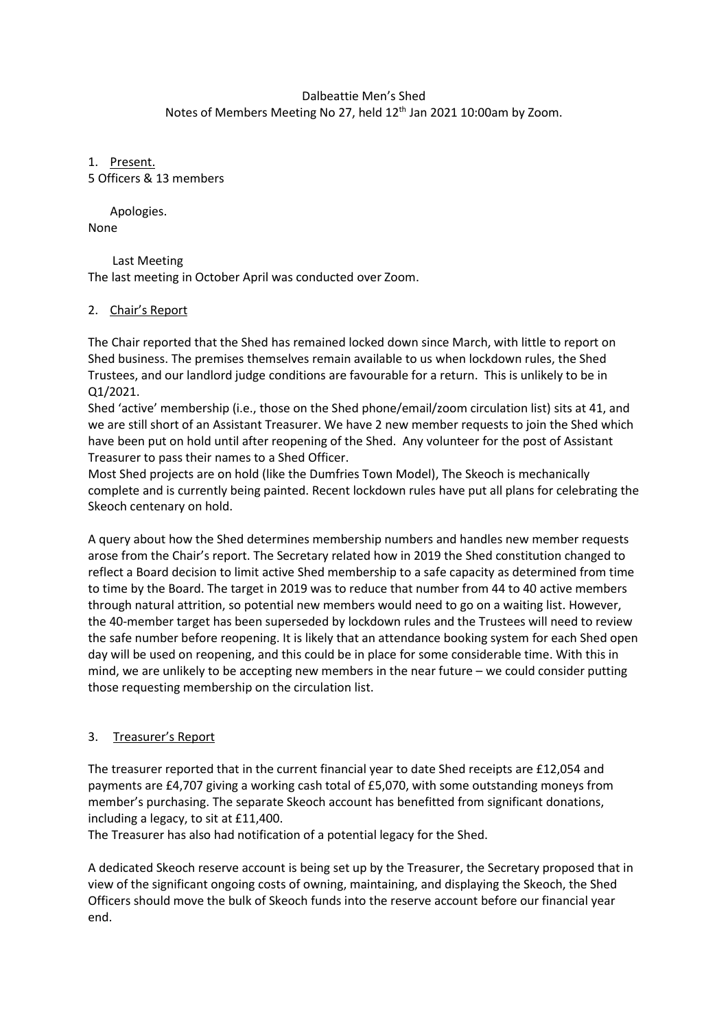Dalbeattie Men's Shed
Notes of Members Meeting No 27, held 12th Jan 2021 10:00am by Zoom.

1. Present.

5 Officers & 13 members

Apologies.

None

Last Meeting

The last meeting in October April was conducted over Zoom.

2. Chair's Report

The Chair reported that the Shed has remained locked down since March, with little to report on Shed business. The premises themselves remain available to us when lockdown rules, the Shed Trustees, and our landlord judge conditions are favourable for a return. This is unlikely to be in Q1/2021.

Shed 'active' membership (i.e., those on the Shed phone/email/zoom circulation list) sits at 41, and we are still short of an Assistant Treasurer. We have 2 new member requests to join the Shed which have been put on hold until after reopening of the Shed. Any volunteer for the post of Assistant Treasurer to pass their names to a Shed Officer.

Most Shed projects are on hold (like the Dumfries Town Model), The Skeoch is mechanically complete and is currently being painted. Recent lockdown rules have put all plans for celebrating the Skeoch centenary on hold.

A query about how the Shed determines membership numbers and handles new member requests arose from the Chair's report. The Secretary related how in 2019 the Shed constitution changed to reflect a Board decision to limit active Shed membership to a safe capacity as determined from time to time by the Board. The target in 2019 was to reduce that number from 44 to 40 active members through natural attrition, so potential new members would need to go on a waiting list. However, the 40-member target has been superseded by lockdown rules and the Trustees will need to review the safe number before reopening. It is likely that an attendance booking system for each Shed open day will be used on reopening, and this could be in place for some considerable time. With this in mind, we are unlikely to be accepting new members in the near future – we could consider putting those requesting membership on the circulation list.

3. Treasurer's Report

The treasurer reported that in the current financial year to date Shed receipts are £12,054 and payments are £4,707 giving a working cash total of £5,070, with some outstanding moneys from member's purchasing. The separate Skeoch account has benefitted from significant donations, including a legacy, to sit at £11,400.

The Treasurer has also had notification of a potential legacy for the Shed.

A dedicated Skeoch reserve account is being set up by the Treasurer, the Secretary proposed that in view of the significant ongoing costs of owning, maintaining, and displaying the Skeoch, the Shed Officers should move the bulk of Skeoch funds into the reserve account before our financial year end.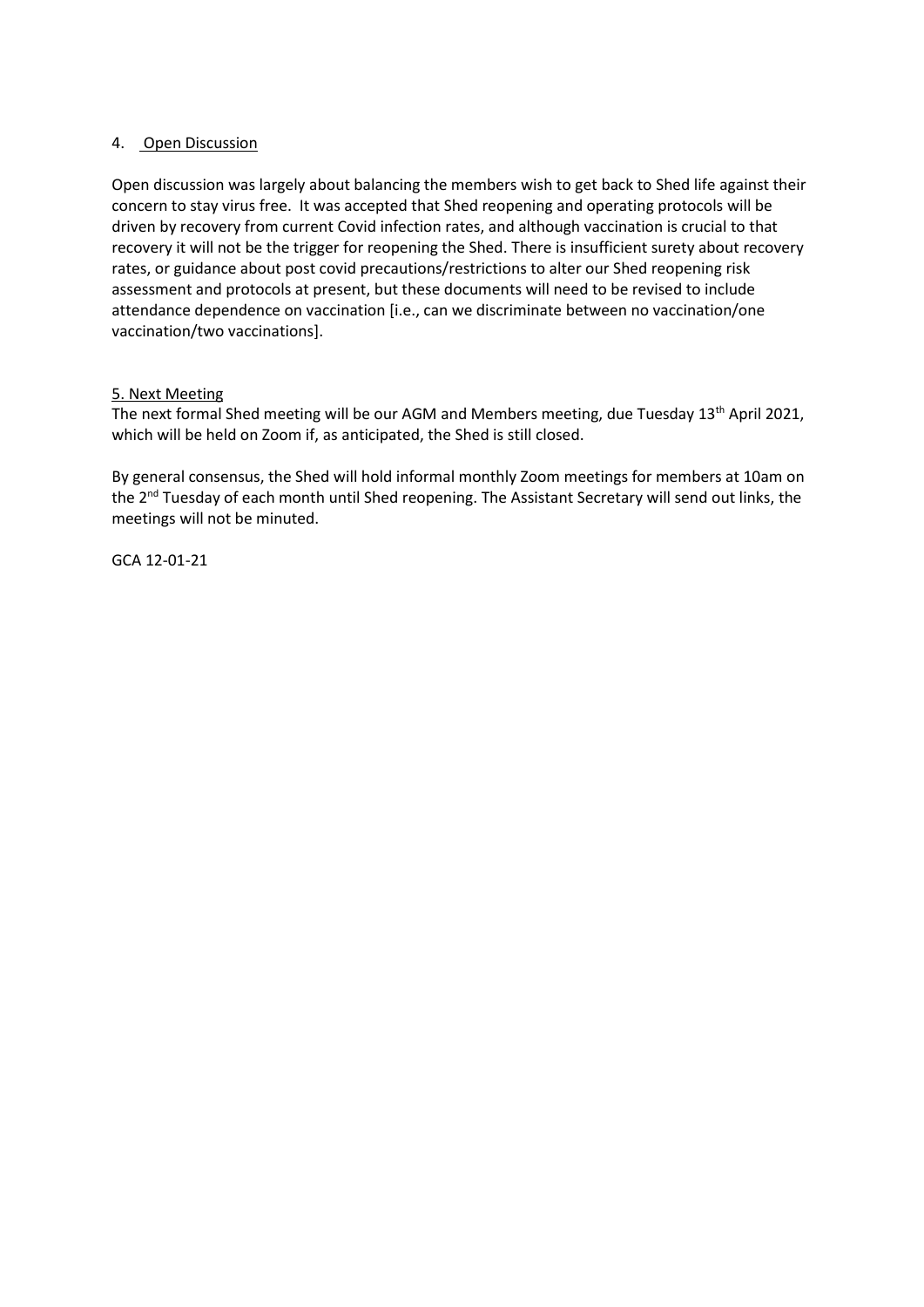## 4. Open Discussion

Open discussion was largely about balancing the members wish to get back to Shed life against their concern to stay virus free. It was accepted that Shed reopening and operating protocols will be driven by recovery from current Covid infection rates, and although vaccination is crucial to that recovery it will not be the trigger for reopening the Shed. There is insufficient surety about recovery rates, or guidance about post covid precautions/restrictions to alter our Shed reopening risk assessment and protocols at present, but these documents will need to be revised to include attendance dependence on vaccination [i.e., can we discriminate between no vaccination/one vaccination/two vaccinations].

## 5. Next Meeting

The next formal Shed meeting will be our AGM and Members meeting, due Tuesday 13th April 2021, which will be held on Zoom if, as anticipated, the Shed is still closed.

By general consensus, the Shed will hold informal monthly Zoom meetings for members at 10am on the 2nd Tuesday of each month until Shed reopening. The Assistant Secretary will send out links, the meetings will not be minuted.

GCA 12-01-21